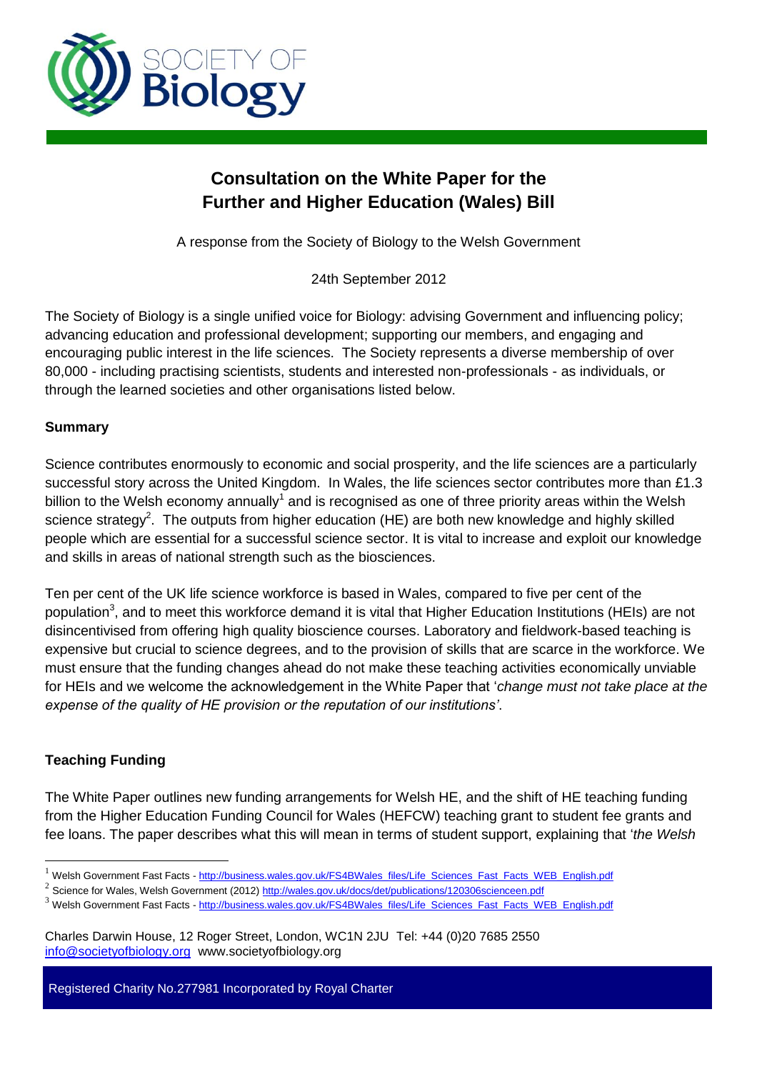# Consultation on the White Paper for the Further and Higher Education (Wales) Bill

A response from the Society of Biology to the Welsh Government

24th September 2012

The Society of Biology is a single unified voice for Biology: advising Government and influencing policy; advancing education and professional development; supporting our members, and engaging and encouraging public interest in the life sciences. The Society represents a diverse membership of over 80,000 - including practising scientists, students and interested non-professionals - as individuals, or through the learned societies and other organisations listed below.

**Summary**

Science contributes enormously to economic and social prosperity, and the life sciences are a particularly successful story across the United Kingdom. In Wales, the life sciences sector contributes more than £1.3 billion to the Welsh economy annually[1] and is recognised as one of three priority areas within the Welsh science strategy[2]. The outputs from higher education (HE) are both new knowledge and highly skilled people which are essential for a successful science sector. It is vital to increase and exploit our knowledge and skills in areas of national strength such as the biosciences.

Ten per cent of the UK life science workforce is based in Wales, compared to five per cent of the population[3], and to meet this workforce demand it is vital that Higher Education Institutions (HEIs) are not disincentivised from offering high quality bioscience courses. Laboratory and fieldwork-based teaching is expensive but crucial to science degrees, and to the provision of skills that are scarce in the workforce. We must ensure that the funding changes ahead do not make these teaching activities economically unviable for HEIs and we welcome the acknowledgement in the White Paper that '*change must not take place at the expense of the quality of HE provision or the reputation of our institutions'*.

**Teaching Funding**

The White Paper outlines new funding arrangements for Welsh HE, and the shift of HE teaching funding from the Higher Education Funding Council for Wales (HEFCW) teaching grant to student fee grants and fee loans. The paper describes what this will mean in terms of student support, explaining that '*the Welsh*

---

[1] Welsh Government Fast Facts - http://business.wales.gov.uk/FS4BWales_files/Life_Sciences_Fast_Facts_WEB_English.pdf

[2] Science for Wales, Welsh Government (2012) http://wales.gov.uk/docs/det/publications/120306scienceen.pdf

[3] Welsh Government Fast Facts - http://business.wales.gov.uk/FS4BWales_files/Life_Sciences_Fast_Facts_WEB_English.pdf

Charles Darwin House, 12 Roger Street, London, WC1N 2JU Tel: +44 (0)20 7685 2550
info@societyofbiology.org www.societyofbiology.org

Registered Charity No.277981 Incorporated by Royal Charter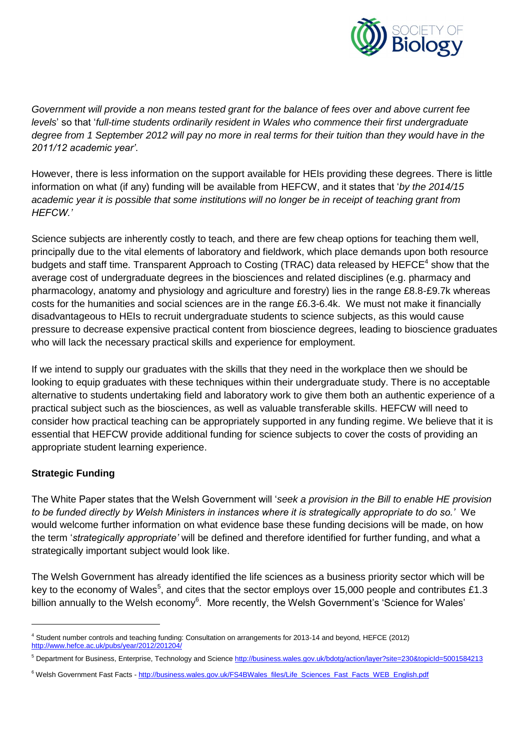*Government will provide a non means tested grant for the balance of fees over and above current fee levels*' so that '*full-time students ordinarily resident in Wales who commence their first undergraduate degree from 1 September 2012 will pay no more in real terms for their tuition than they would have in the 2011/12 academic year'*.

However, there is less information on the support available for HEIs providing these degrees. There is little information on what (if any) funding will be available from HEFCW, and it states that '*by the 2014/15 academic year it is possible that some institutions will no longer be in receipt of teaching grant from HEFCW.'*

Science subjects are inherently costly to teach, and there are few cheap options for teaching them well, principally due to the vital elements of laboratory and fieldwork, which place demands upon both resource budgets and staff time. Transparent Approach to Costing (TRAC) data released by HEFCE[4] show that the average cost of undergraduate degrees in the biosciences and related disciplines (e.g. pharmacy and pharmacology, anatomy and physiology and agriculture and forestry) lies in the range £8.8-£9.7k whereas costs for the humanities and social sciences are in the range £6.3-6.4k. We must not make it financially disadvantageous to HEIs to recruit undergraduate students to science subjects, as this would cause pressure to decrease expensive practical content from bioscience degrees, leading to bioscience graduates who will lack the necessary practical skills and experience for employment.

If we intend to supply our graduates with the skills that they need in the workplace then we should be looking to equip graduates with these techniques within their undergraduate study. There is no acceptable alternative to students undertaking field and laboratory work to give them both an authentic experience of a practical subject such as the biosciences, as well as valuable transferable skills. HEFCW will need to consider how practical teaching can be appropriately supported in any funding regime. We believe that it is essential that HEFCW provide additional funding for science subjects to cover the costs of providing an appropriate student learning experience.

**Strategic Funding**

The White Paper states that the Welsh Government will '*seek a provision in the Bill to enable HE provision to be funded directly by Welsh Ministers in instances where it is strategically appropriate to do so.'* We would welcome further information on what evidence base these funding decisions will be made, on how the term '*strategically appropriate'* will be defined and therefore identified for further funding, and what a strategically important subject would look like.

The Welsh Government has already identified the life sciences as a business priority sector which will be key to the economy of Wales[5], and cites that the sector employs over 15,000 people and contributes £1.3 billion annually to the Welsh economy[6]. More recently, the Welsh Government's 'Science for Wales'

---

[4] Student number controls and teaching funding: Consultation on arrangements for 2013-14 and beyond, HEFCE (2012) http://www.hefce.ac.uk/pubs/year/2012/201204/

[5] Department for Business, Enterprise, Technology and Science http://business.wales.gov.uk/bdotg/action/layer?site=230&topicId=5001584213

[6] Welsh Government Fast Facts - http://business.wales.gov.uk/FS4BWales_files/Life_Sciences_Fast_Facts_WEB_English.pdf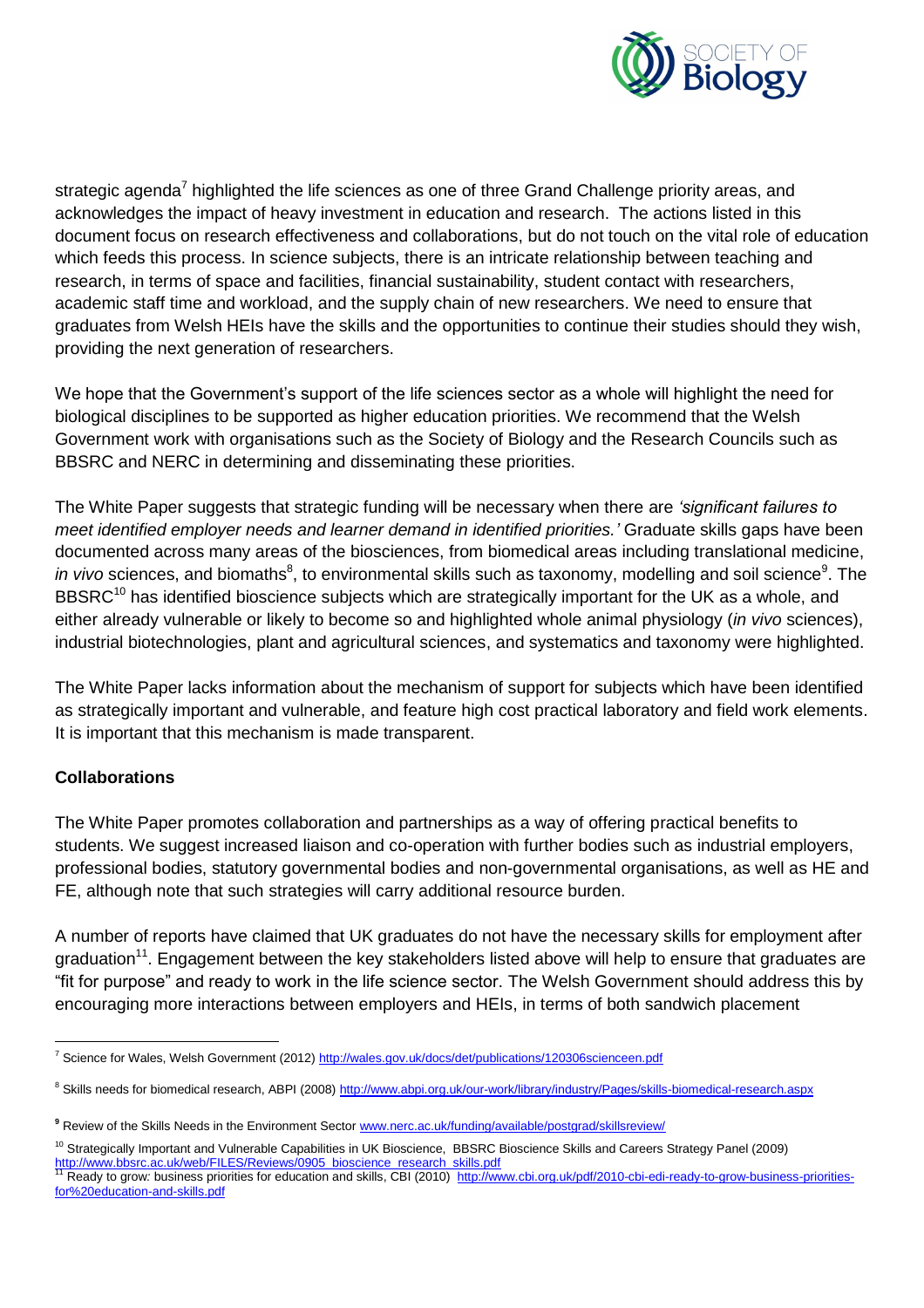strategic agenda[7] highlighted the life sciences as one of three Grand Challenge priority areas, and acknowledges the impact of heavy investment in education and research. The actions listed in this document focus on research effectiveness and collaborations, but do not touch on the vital role of education which feeds this process. In science subjects, there is an intricate relationship between teaching and research, in terms of space and facilities, financial sustainability, student contact with researchers, academic staff time and workload, and the supply chain of new researchers. We need to ensure that graduates from Welsh HEIs have the skills and the opportunities to continue their studies should they wish, providing the next generation of researchers.

We hope that the Government's support of the life sciences sector as a whole will highlight the need for biological disciplines to be supported as higher education priorities. We recommend that the Welsh Government work with organisations such as the Society of Biology and the Research Councils such as BBSRC and NERC in determining and disseminating these priorities.

The White Paper suggests that strategic funding will be necessary when there are *'significant failures to meet identified employer needs and learner demand in identified priorities.'* Graduate skills gaps have been documented across many areas of the biosciences, from biomedical areas including translational medicine, *in vivo* sciences, and biomaths[8], to environmental skills such as taxonomy, modelling and soil science[9]. The BBSRC[10] has identified bioscience subjects which are strategically important for the UK as a whole, and either already vulnerable or likely to become so and highlighted whole animal physiology (*in vivo* sciences), industrial biotechnologies, plant and agricultural sciences, and systematics and taxonomy were highlighted.

The White Paper lacks information about the mechanism of support for subjects which have been identified as strategically important and vulnerable, and feature high cost practical laboratory and field work elements. It is important that this mechanism is made transparent.

**Collaborations**

The White Paper promotes collaboration and partnerships as a way of offering practical benefits to students. We suggest increased liaison and co-operation with further bodies such as industrial employers, professional bodies, statutory governmental bodies and non-governmental organisations, as well as HE and FE, although note that such strategies will carry additional resource burden.

A number of reports have claimed that UK graduates do not have the necessary skills for employment after graduation[11]. Engagement between the key stakeholders listed above will help to ensure that graduates are "fit for purpose" and ready to work in the life science sector. The Welsh Government should address this by encouraging more interactions between employers and HEIs, in terms of both sandwich placement

---

[7] Science for Wales, Welsh Government (2012) http://wales.gov.uk/docs/det/publications/120306scienceen.pdf

[8] Skills needs for biomedical research, ABPI (2008) http://www.abpi.org.uk/our-work/library/industry/Pages/skills-biomedical-research.aspx

[9] Review of the Skills Needs in the Environment Sector www.nerc.ac.uk/funding/available/postgrad/skillsreview/

[10] Strategically Important and Vulnerable Capabilities in UK Bioscience, BBSRC Bioscience Skills and Careers Strategy Panel (2009) http://www.bbsrc.ac.uk/web/FILES/Reviews/0905_bioscience_research_skills.pdf

[11] Ready to grow: business priorities for education and skills, CBI (2010) http://www.cbi.org.uk/pdf/2010-cbi-edi-ready-to-grow-business-priorities-for%20education-and-skills.pdf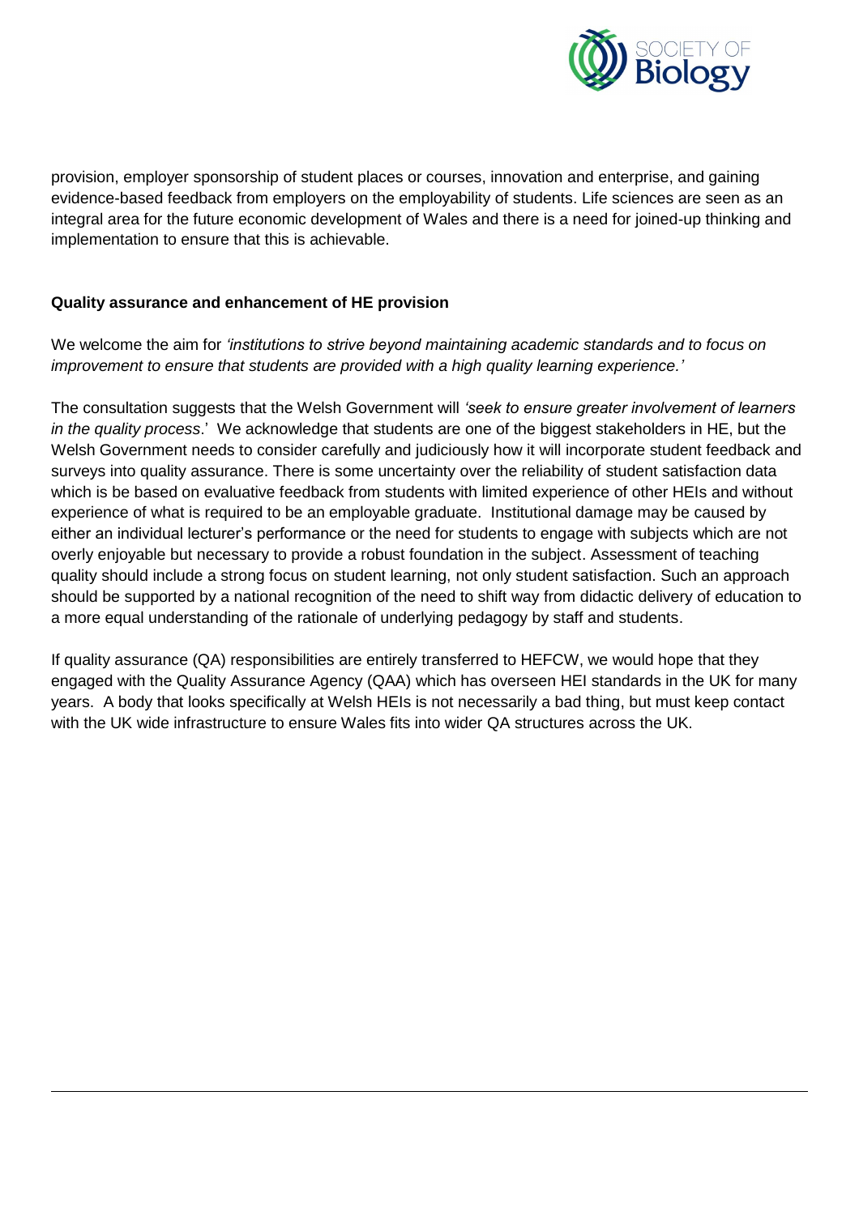provision, employer sponsorship of student places or courses, innovation and enterprise, and gaining evidence-based feedback from employers on the employability of students. Life sciences are seen as an integral area for the future economic development of Wales and there is a need for joined-up thinking and implementation to ensure that this is achievable.

**Quality assurance and enhancement of HE provision**

We welcome the aim for *'institutions to strive beyond maintaining academic standards and to focus on improvement to ensure that students are provided with a high quality learning experience.'*

The consultation suggests that the Welsh Government will *'seek to ensure greater involvement of learners in the quality process*.' We acknowledge that students are one of the biggest stakeholders in HE, but the Welsh Government needs to consider carefully and judiciously how it will incorporate student feedback and surveys into quality assurance. There is some uncertainty over the reliability of student satisfaction data which is be based on evaluative feedback from students with limited experience of other HEIs and without experience of what is required to be an employable graduate. Institutional damage may be caused by either an individual lecturer's performance or the need for students to engage with subjects which are not overly enjoyable but necessary to provide a robust foundation in the subject. Assessment of teaching quality should include a strong focus on student learning, not only student satisfaction. Such an approach should be supported by a national recognition of the need to shift way from didactic delivery of education to a more equal understanding of the rationale of underlying pedagogy by staff and students.

If quality assurance (QA) responsibilities are entirely transferred to HEFCW, we would hope that they engaged with the Quality Assurance Agency (QAA) which has overseen HEI standards in the UK for many years. A body that looks specifically at Welsh HEIs is not necessarily a bad thing, but must keep contact with the UK wide infrastructure to ensure Wales fits into wider QA structures across the UK.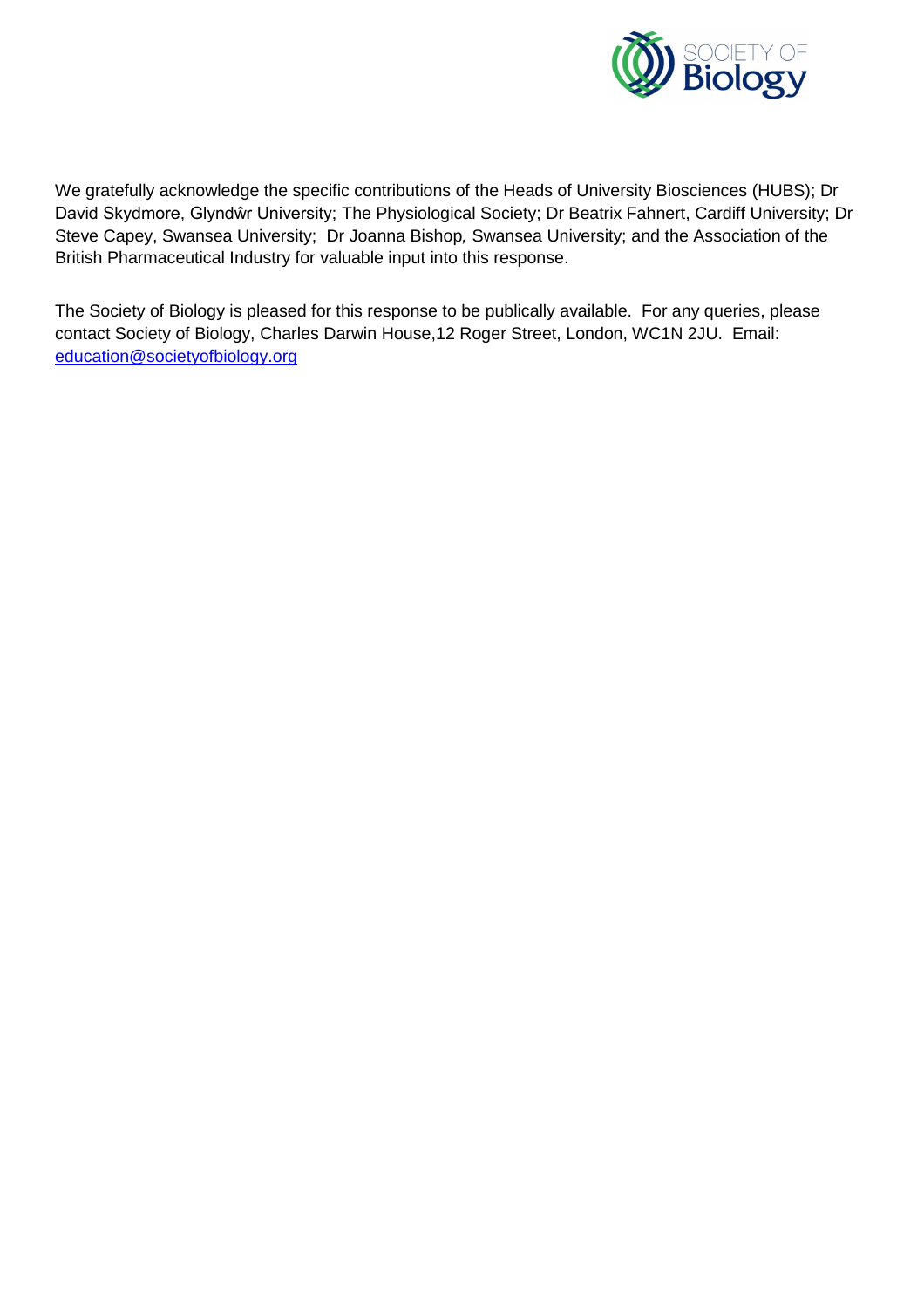We gratefully acknowledge the specific contributions of the Heads of University Biosciences (HUBS); Dr David Skydmore, Glyndŵr University; The Physiological Society; Dr Beatrix Fahnert, Cardiff University; Dr Steve Capey, Swansea University; Dr Joanna Bishop, Swansea University; and the Association of the British Pharmaceutical Industry for valuable input into this response.

The Society of Biology is pleased for this response to be publically available. For any queries, please contact Society of Biology, Charles Darwin House,12 Roger Street, London, WC1N 2JU. Email: education@societyofbiology.org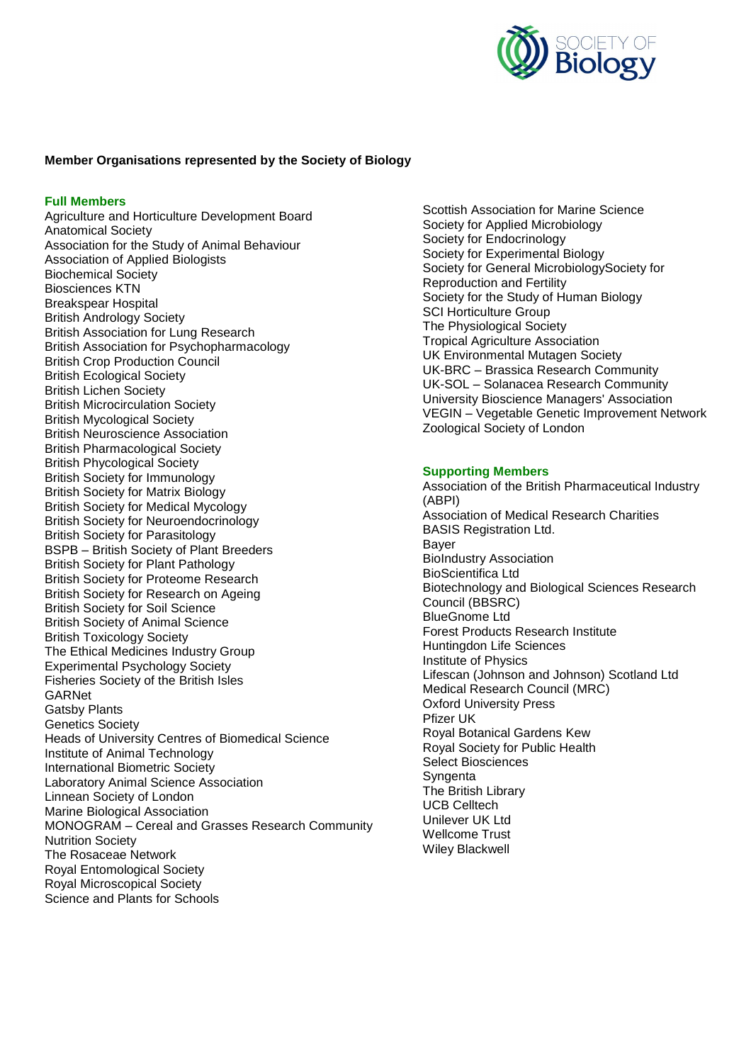**Member Organisations represented by the Society of Biology**

**Full Members**

Agriculture and Horticulture Development Board
Anatomical Society
Association for the Study of Animal Behaviour
Association of Applied Biologists
Biochemical Society
Biosciences KTN
Breakspear Hospital
British Andrology Society
British Association for Lung Research
British Association for Psychopharmacology
British Crop Production Council
British Ecological Society
British Lichen Society
British Microcirculation Society
British Mycological Society
British Neuroscience Association
British Pharmacological Society
British Phycological Society
British Society for Immunology
British Society for Matrix Biology
British Society for Medical Mycology
British Society for Neuroendocrinology
British Society for Parasitology
BSPB – British Society of Plant Breeders
British Society for Plant Pathology
British Society for Proteome Research
British Society for Research on Ageing
British Society for Soil Science
British Society of Animal Science
British Toxicology Society
The Ethical Medicines Industry Group
Experimental Psychology Society
Fisheries Society of the British Isles
GARNet
Gatsby Plants
Genetics Society
Heads of University Centres of Biomedical Science
Institute of Animal Technology
International Biometric Society
Laboratory Animal Science Association
Linnean Society of London
Marine Biological Association
MONOGRAM – Cereal and Grasses Research Community
Nutrition Society
The Rosaceae Network
Royal Entomological Society
Royal Microscopical Society
Science and Plants for Schools
Scottish Association for Marine Science
Society for Applied Microbiology
Society for Endocrinology
Society for Experimental Biology
Society for General MicrobiologySociety for Reproduction and Fertility
Society for the Study of Human Biology
SCI Horticulture Group
The Physiological Society
Tropical Agriculture Association
UK Environmental Mutagen Society
UK-BRC – Brassica Research Community
UK-SOL – Solanacea Research Community
University Bioscience Managers' Association
VEGIN – Vegetable Genetic Improvement Network
Zoological Society of London

**Supporting Members**

Association of the British Pharmaceutical Industry (ABPI)
Association of Medical Research Charities
BASIS Registration Ltd.
Bayer
BioIndustry Association
BioScientifica Ltd
Biotechnology and Biological Sciences Research Council (BBSRC)
BlueGnome Ltd
Forest Products Research Institute
Huntingdon Life Sciences
Institute of Physics
Lifescan (Johnson and Johnson) Scotland Ltd
Medical Research Council (MRC)
Oxford University Press
Pfizer UK
Royal Botanical Gardens Kew
Royal Society for Public Health
Select Biosciences
Syngenta
The British Library
UCB Celltech
Unilever UK Ltd
Wellcome Trust
Wiley Blackwell